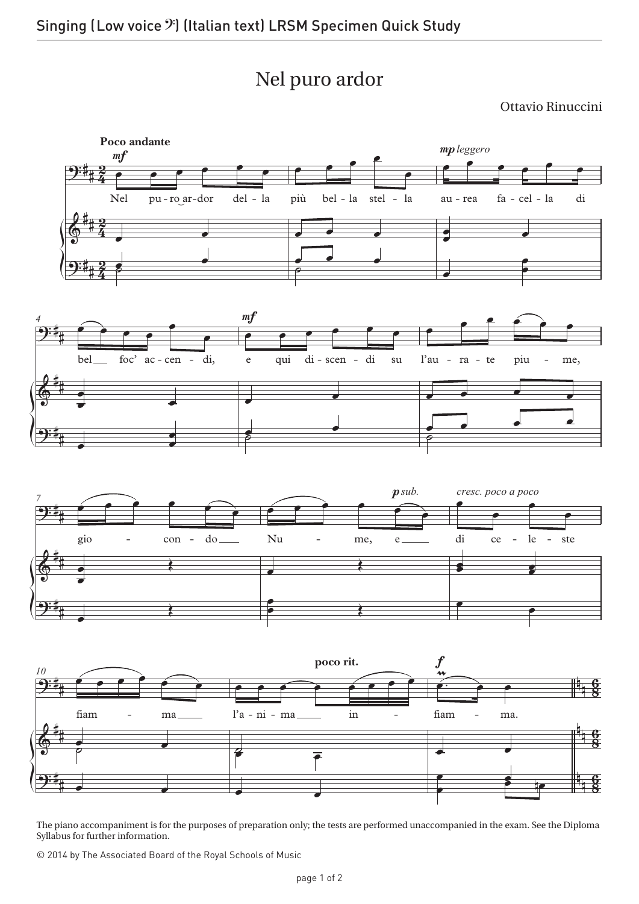# Nel puro ardor

Ottavio Rinuccini

The piano accompaniment is for the purposes of preparation only; the tests are performed unaccompanied in the exam. See the Diploma Syllabus for further information.

© 2014 by The Associated Board of the Royal Schools of Music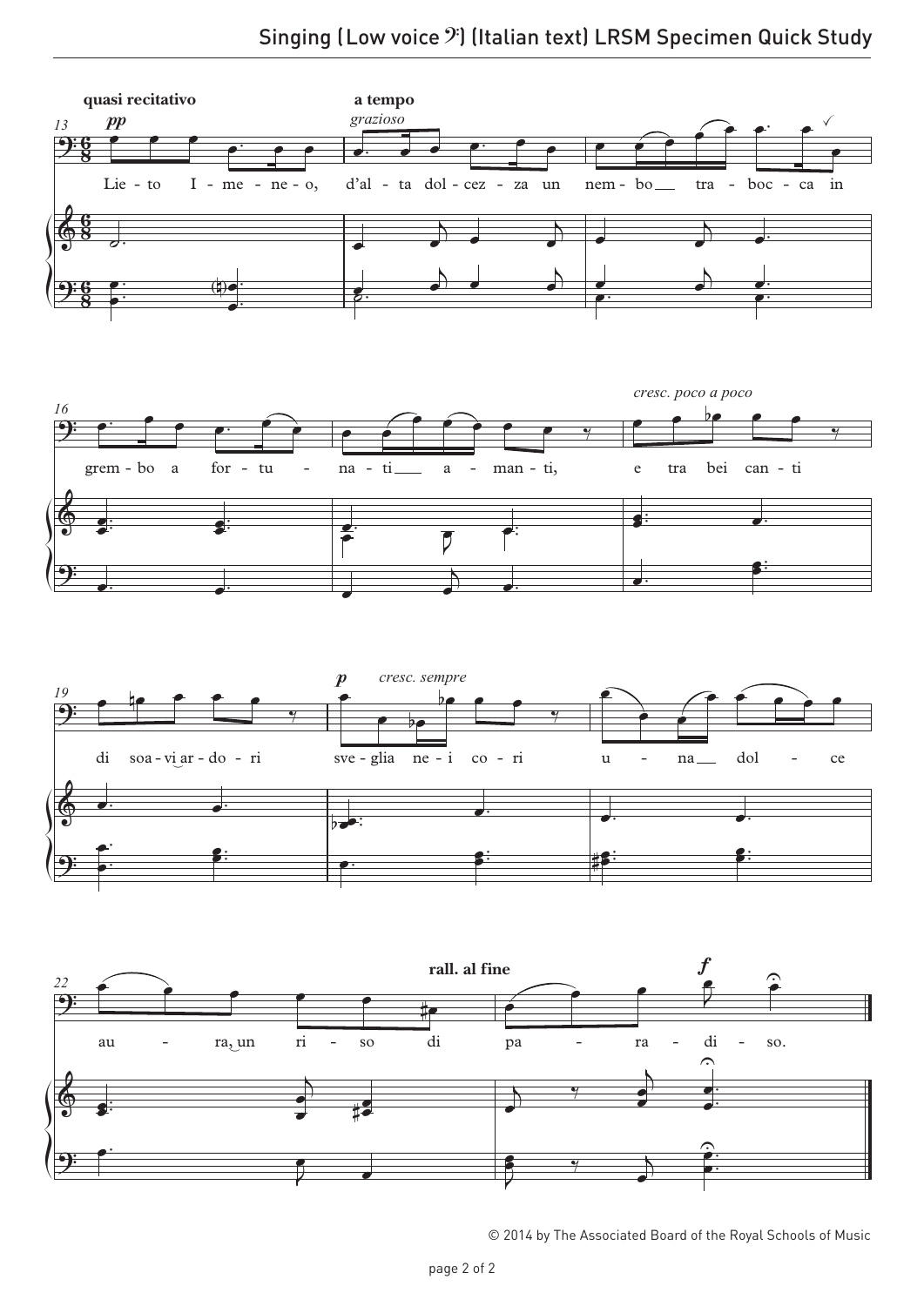quasi recitativo

**pp**

a tempo

*grazioso*

Lie - to I - me - ne - o, d'al - ta dol - cez - za un nem - bo tra - boc - ca in

grem - bo a for - tu - na - ti a - man - ti,

*cresc. poco a poco*

e tra bei can - ti di soa - vi ar - do - ri

**p** *cresc. sempre*

sve - glia ne - i co - ri u - na dol - ce

au - ra, un ri - so di

**rall. al fine**

**f**

pa - ra - di - so.

© 2014 by The Associated Board of the Royal Schools of Music